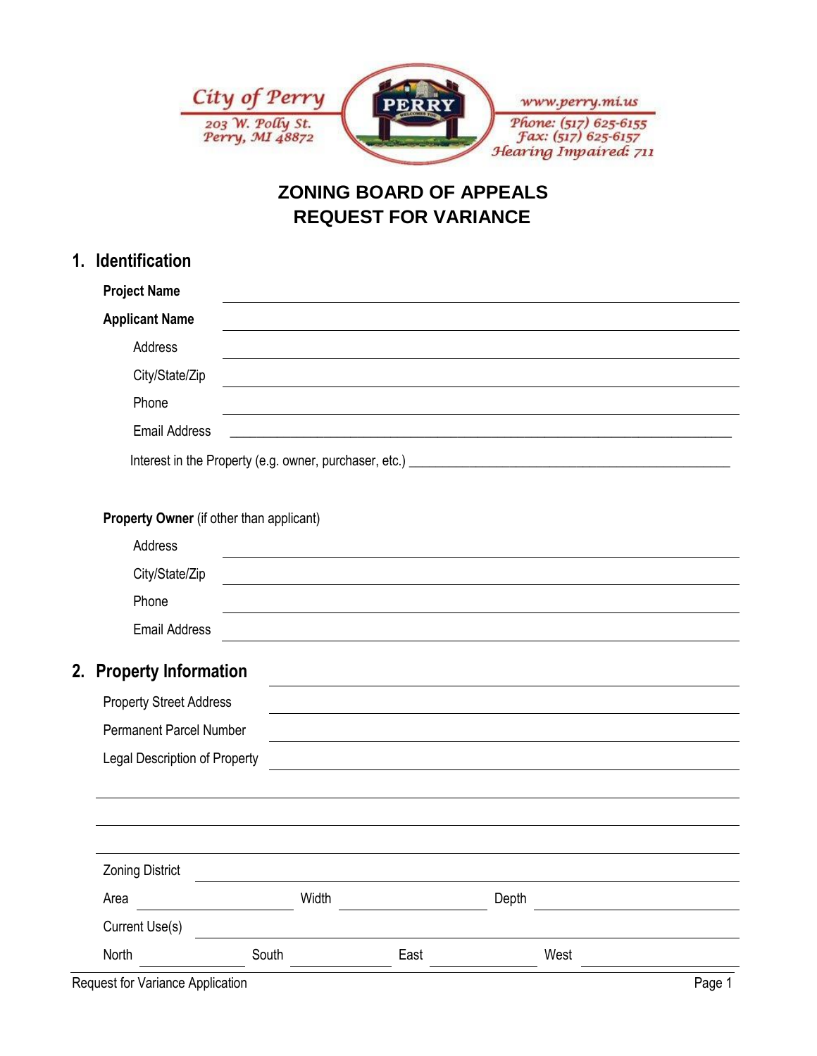City of Perry
203 W. Polly St.
Perry, MI 48872

www.perry.mi.us
Phone: (517) 625-6155
Fax: (517) 625-6157
Hearing Impaired: 711

# ZONING BOARD OF APPEALS
# REQUEST FOR VARIANCE

## 1. Identification

**Project Name** ______________________________

**Applicant Name** ______________________________

Address ______________________________

City/State/Zip ______________________________

Phone ______________________________

Email Address ______________________________

Interest in the Property (e.g. owner, purchaser, etc.) ______________________________

**Property Owner** (if other than applicant)

Address ______________________________

City/State/Zip ______________________________

Phone ______________________________

Email Address ______________________________

## 2. Property Information

Property Street Address ______________________________

Permanent Parcel Number ______________________________

Legal Description of Property ______________________________

______________________________

______________________________

______________________________

Zoning District ______________________________

Area __________ Width __________ Depth __________

Current Use(s) ______________________________

North __________ South __________ East __________ West __________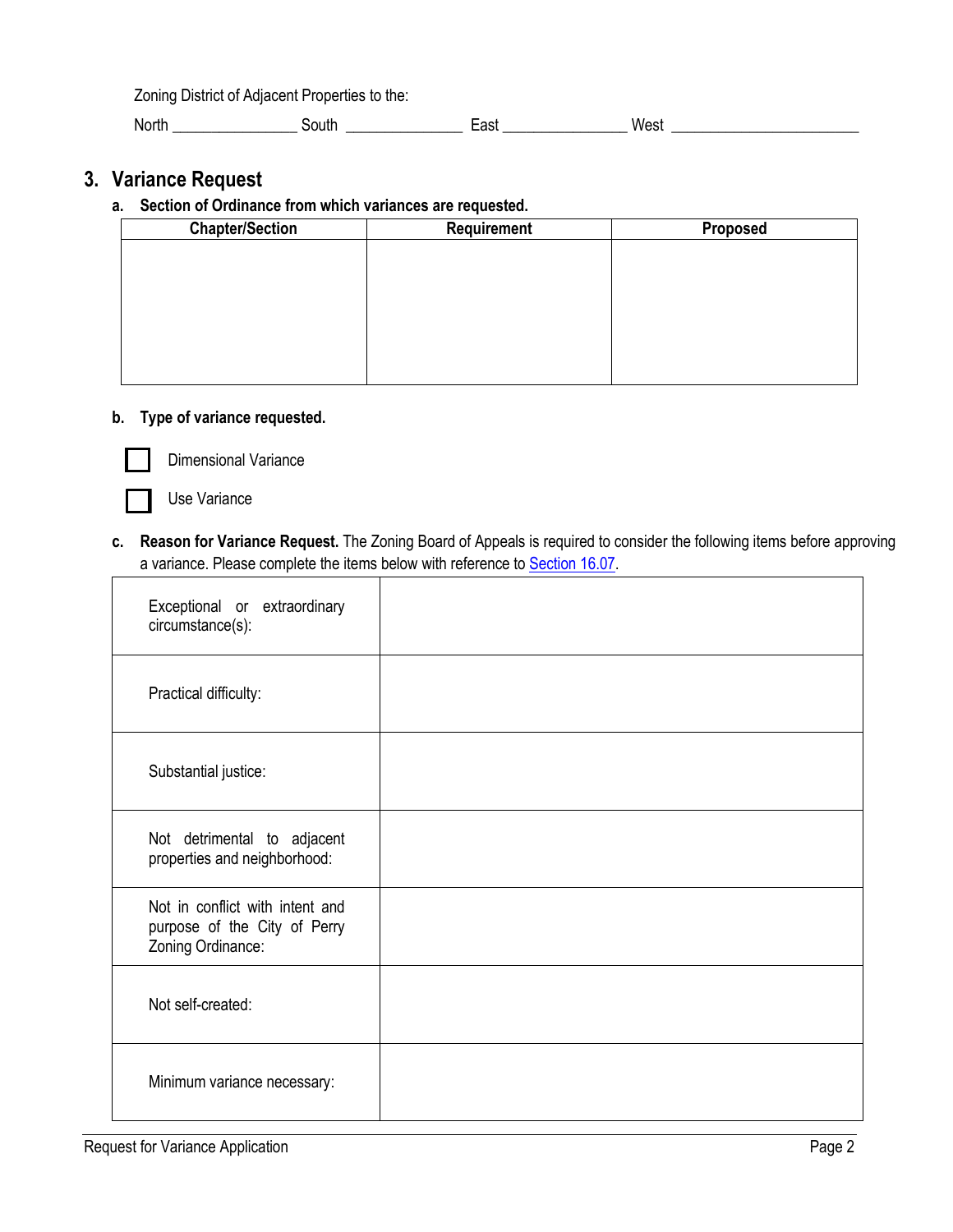Zoning District of Adjacent Properties to the:

North _______________ South _______________ East _______________ West _______________________

## 3. Variance Request

**a. Section of Ordinance from which variances are requested.**

| Chapter/Section | Requirement | Proposed |
|---|---|---|
| | | |

**b. Type of variance requested.**

☐ Dimensional Variance

☐ Use Variance

**c. Reason for Variance Request.** The Zoning Board of Appeals is required to consider the following items before approving a variance. Please complete the items below with reference to Section 16.07.

| | |
|---|---|
| Exceptional or extraordinary circumstance(s): | |
| Practical difficulty: | |
| Substantial justice: | |
| Not detrimental to adjacent properties and neighborhood: | |
| Not in conflict with intent and purpose of the City of Perry Zoning Ordinance: | |
| Not self-created: | |
| Minimum variance necessary: | |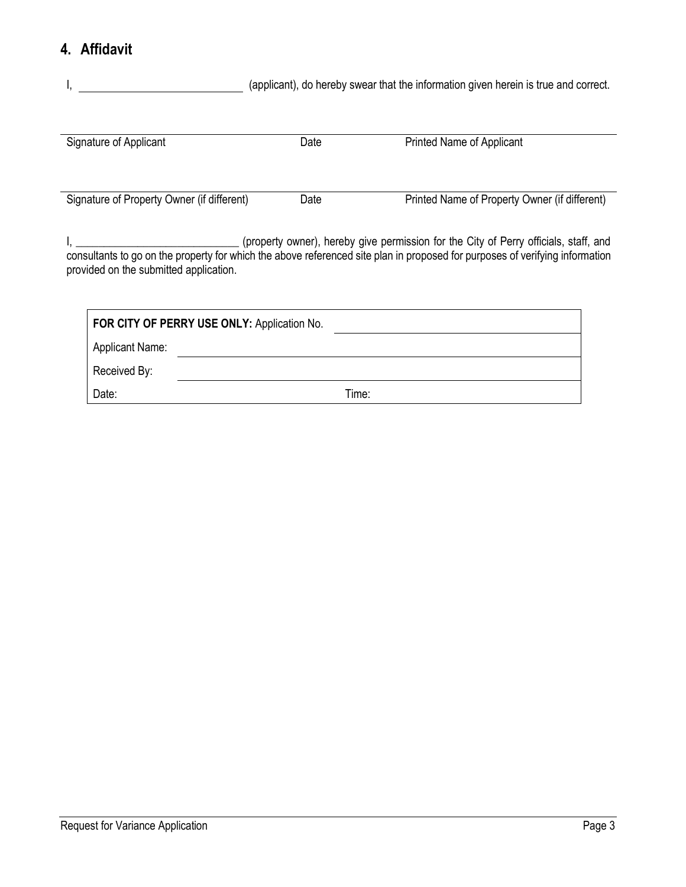## 4. Affidavit

I, ______________________________ (applicant), do hereby swear that the information given herein is true and correct.

| | | |
|---|---|---|
| Signature of Applicant | Date | Printed Name of Applicant |
| Signature of Property Owner (if different) | Date | Printed Name of Property Owner (if different) |

I, ______________________________ (property owner), hereby give permission for the City of Perry officials, staff, and consultants to go on the property for which the above referenced site plan in proposed for purposes of verifying information provided on the submitted application.

| | |
|---|---|
| **FOR CITY OF PERRY USE ONLY:** Application No. | |
| Applicant Name: | |
| Received By: | |
| Date: | Time: |